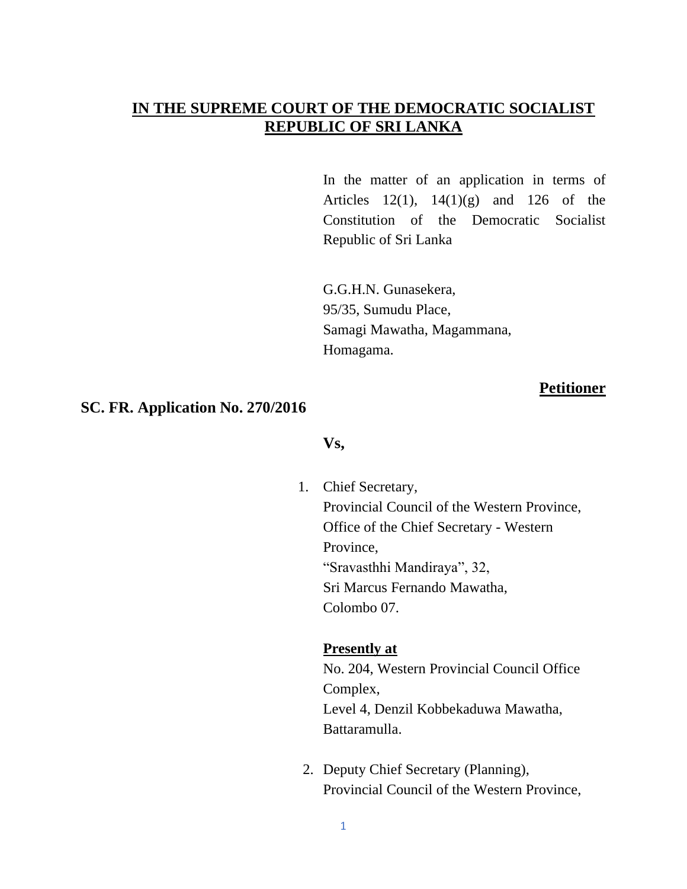**IN THE SUPREME COURT OF THE DEMOCRATIC SOCIALIST REPUBLIC OF SRI LANKA**

In the matter of an application in terms of Articles 12(1), 14(1)(g) and 126 of the Constitution of the Democratic Socialist Republic of Sri Lanka

G.G.H.N. Gunasekera,
95/35, Sumudu Place,
Samagi Mawatha, Magammana,
Homagama.

**Petitioner**

**SC. FR. Application No. 270/2016**

**Vs,**

1. Chief Secretary,
   Provincial Council of the Western Province,
   Office of the Chief Secretary - Western Province,
   "Sravasthhi Mandiraya", 32,
   Sri Marcus Fernando Mawatha,
   Colombo 07.

   **Presently at**
   No. 204, Western Provincial Council Office Complex,
   Level 4, Denzil Kobbekaduwa Mawatha,
   Battaramulla.

2. Deputy Chief Secretary (Planning),
   Provincial Council of the Western Province,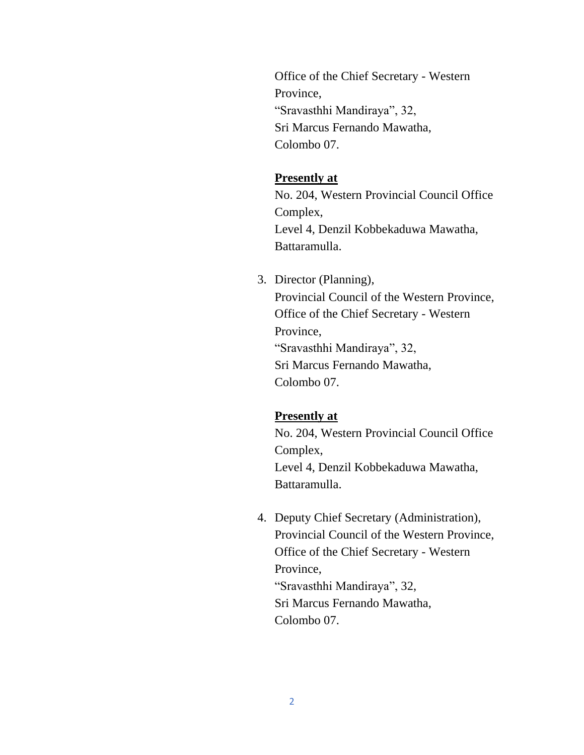Office of the Chief Secretary - Western Province,
"Sravasthhi Mandiraya", 32,
Sri Marcus Fernando Mawatha,
Colombo 07.

**<u>Presently at</u>**
No. 204, Western Provincial Council Office Complex,
Level 4, Denzil Kobbekaduwa Mawatha,
Battaramulla.

3. Director (Planning),
   Provincial Council of the Western Province,
   Office of the Chief Secretary - Western Province,
   "Sravasthhi Mandiraya", 32,
   Sri Marcus Fernando Mawatha,
   Colombo 07.

   **<u>Presently at</u>**
   No. 204, Western Provincial Council Office Complex,
   Level 4, Denzil Kobbekaduwa Mawatha,
   Battaramulla.

4. Deputy Chief Secretary (Administration),
   Provincial Council of the Western Province,
   Office of the Chief Secretary - Western Province,
   "Sravasthhi Mandiraya", 32,
   Sri Marcus Fernando Mawatha,
   Colombo 07.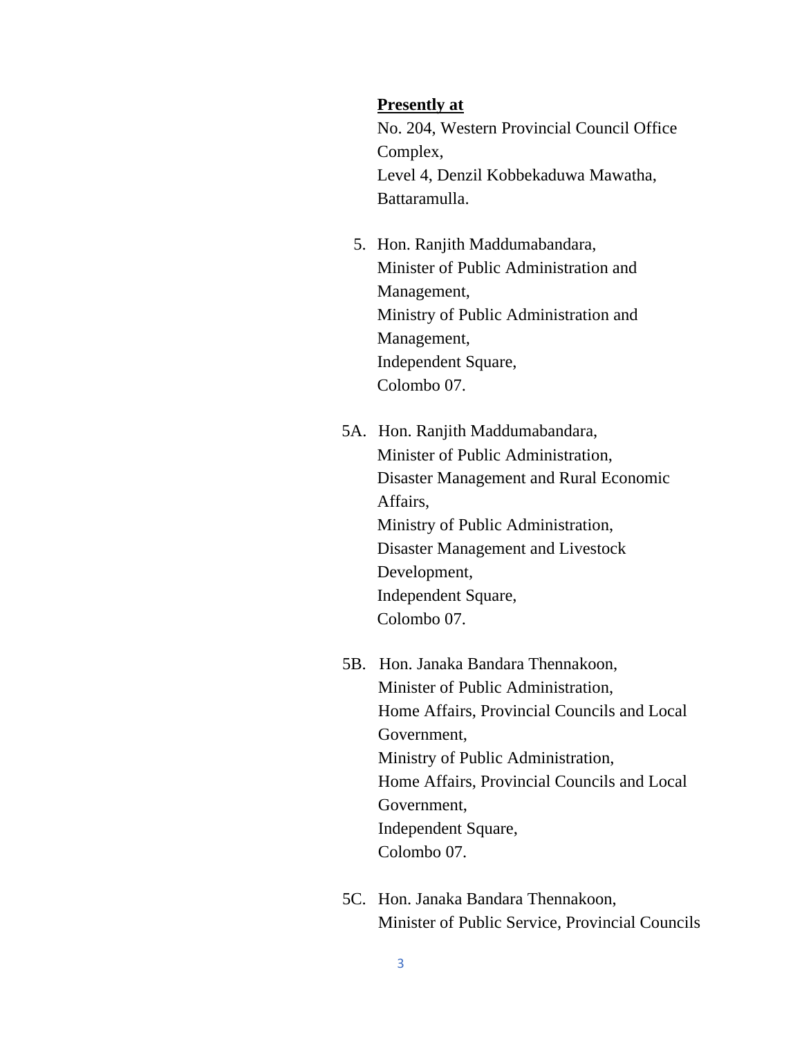**<u>Presently at</u>**
No. 204, Western Provincial Council Office Complex,
Level 4, Denzil Kobbekaduwa Mawatha,
Battaramulla.

5. Hon. Ranjith Maddumabandara,
Minister of Public Administration and Management,
Ministry of Public Administration and Management,
Independent Square,
Colombo 07.

5A. Hon. Ranjith Maddumabandara,
Minister of Public Administration,
Disaster Management and Rural Economic Affairs,
Ministry of Public Administration,
Disaster Management and Livestock Development,
Independent Square,
Colombo 07.

5B. Hon. Janaka Bandara Thennakoon,
Minister of Public Administration,
Home Affairs, Provincial Councils and Local Government,
Ministry of Public Administration,
Home Affairs, Provincial Councils and Local Government,
Independent Square,
Colombo 07.

5C. Hon. Janaka Bandara Thennakoon,
Minister of Public Service, Provincial Councils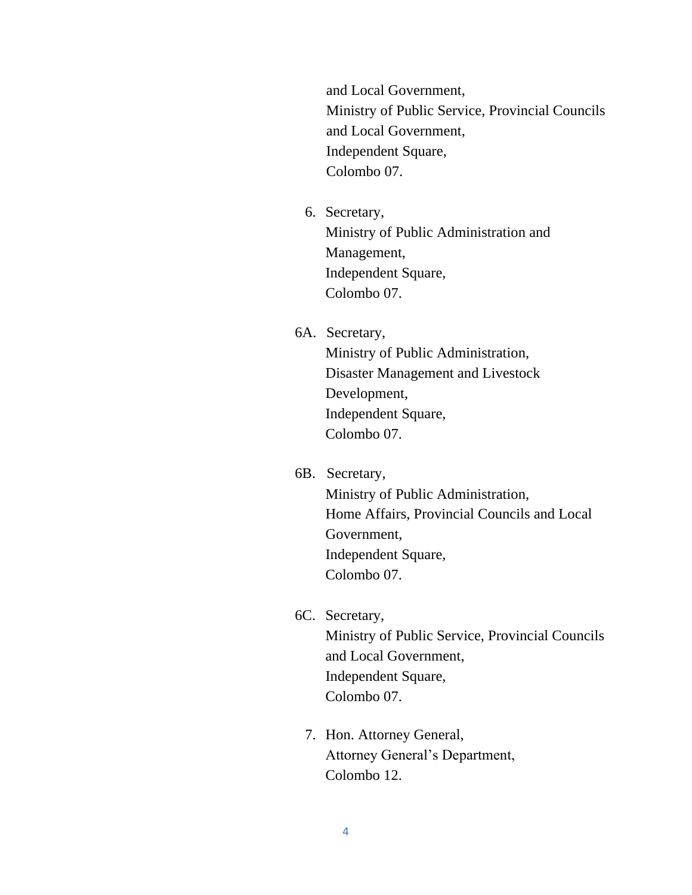and Local Government,
Ministry of Public Service, Provincial Councils
and Local Government,
Independent Square,
Colombo 07.

6. Secretary,
Ministry of Public Administration and
Management,
Independent Square,
Colombo 07.

6A. Secretary,
Ministry of Public Administration,
Disaster Management and Livestock
Development,
Independent Square,
Colombo 07.

6B. Secretary,
Ministry of Public Administration,
Home Affairs, Provincial Councils and Local
Government,
Independent Square,
Colombo 07.

6C. Secretary,
Ministry of Public Service, Provincial Councils
and Local Government,
Independent Square,
Colombo 07.

7. Hon. Attorney General,
Attorney General's Department,
Colombo 12.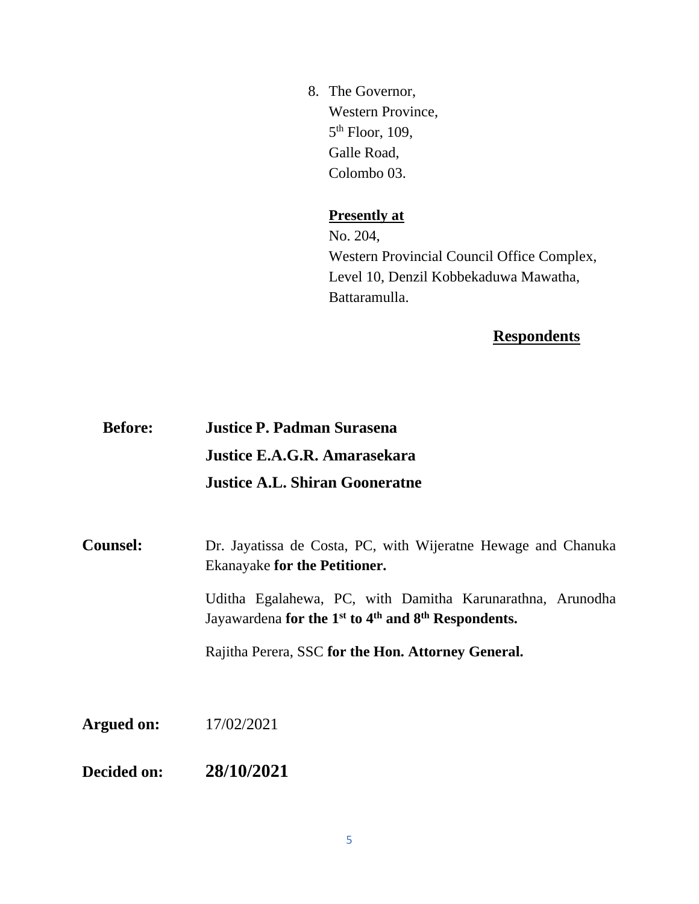8. The Governor,
   Western Province,
   5th Floor, 109,
   Galle Road,
   Colombo 03.

   **Presently at**
   No. 204,
   Western Provincial Council Office Complex,
   Level 10, Denzil Kobbekaduwa Mawatha,
   Battaramulla.

**Respondents**

**Before:** **Justice P. Padman Surasena**
**Justice E.A.G.R. Amarasekara**
**Justice A.L. Shiran Gooneratne**

**Counsel:** Dr. Jayatissa de Costa, PC, with Wijeratne Hewage and Chanuka Ekanayake **for the Petitioner.**

Uditha Egalahewa, PC, with Damitha Karunarathna, Arunodha Jayawardena **for the 1st to 4th and 8th Respondents.**

Rajitha Perera, SSC **for the Hon. Attorney General.**

**Argued on:** 17/02/2021

**Decided on:** **28/10/2021**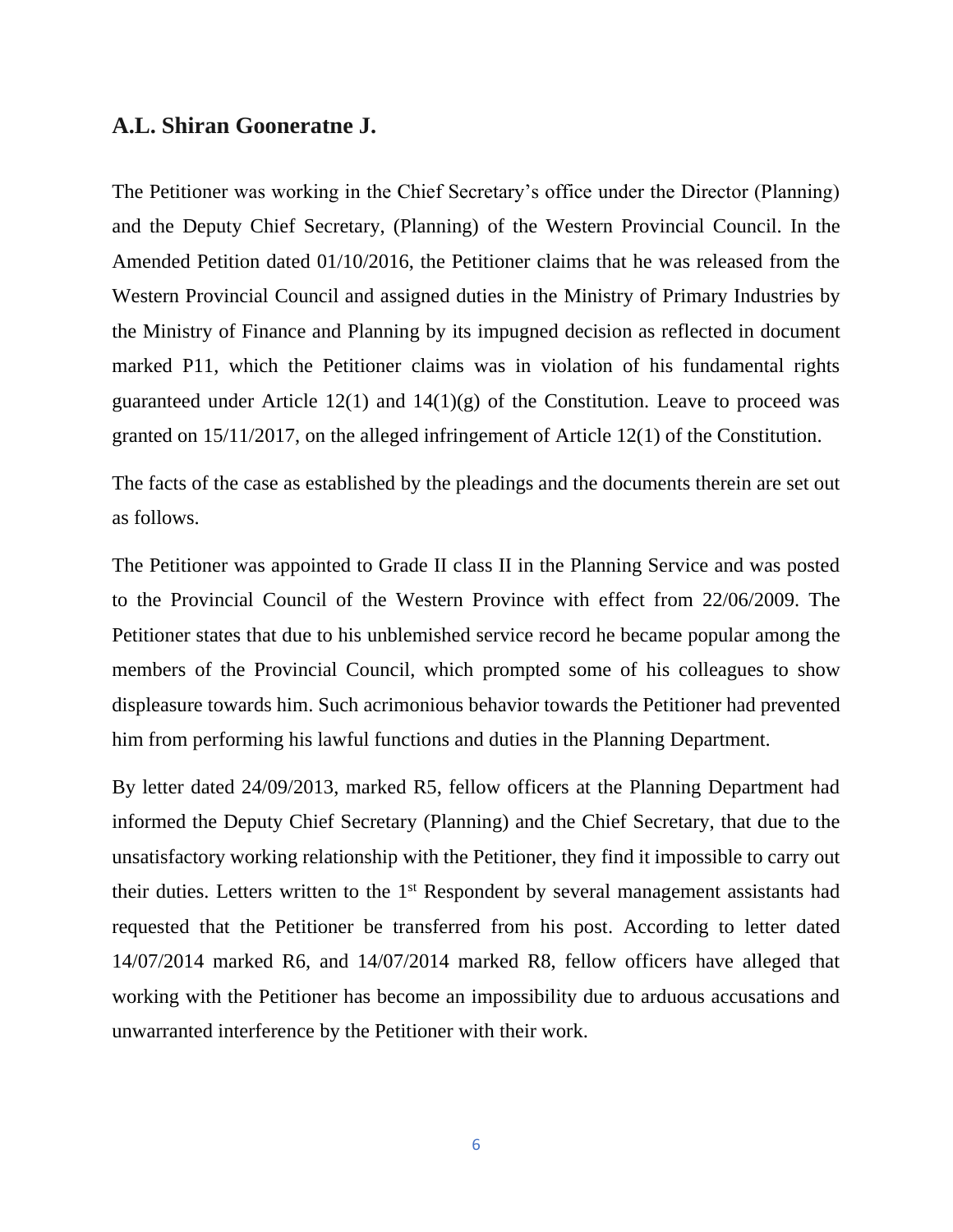## A.L. Shiran Gooneratne J.

The Petitioner was working in the Chief Secretary's office under the Director (Planning) and the Deputy Chief Secretary, (Planning) of the Western Provincial Council. In the Amended Petition dated 01/10/2016, the Petitioner claims that he was released from the Western Provincial Council and assigned duties in the Ministry of Primary Industries by the Ministry of Finance and Planning by its impugned decision as reflected in document marked P11, which the Petitioner claims was in violation of his fundamental rights guaranteed under Article 12(1) and 14(1)(g) of the Constitution. Leave to proceed was granted on 15/11/2017, on the alleged infringement of Article 12(1) of the Constitution.

The facts of the case as established by the pleadings and the documents therein are set out as follows.

The Petitioner was appointed to Grade II class II in the Planning Service and was posted to the Provincial Council of the Western Province with effect from 22/06/2009. The Petitioner states that due to his unblemished service record he became popular among the members of the Provincial Council, which prompted some of his colleagues to show displeasure towards him. Such acrimonious behavior towards the Petitioner had prevented him from performing his lawful functions and duties in the Planning Department.

By letter dated 24/09/2013, marked R5, fellow officers at the Planning Department had informed the Deputy Chief Secretary (Planning) and the Chief Secretary, that due to the unsatisfactory working relationship with the Petitioner, they find it impossible to carry out their duties. Letters written to the 1st Respondent by several management assistants had requested that the Petitioner be transferred from his post. According to letter dated 14/07/2014 marked R6, and 14/07/2014 marked R8, fellow officers have alleged that working with the Petitioner has become an impossibility due to arduous accusations and unwarranted interference by the Petitioner with their work.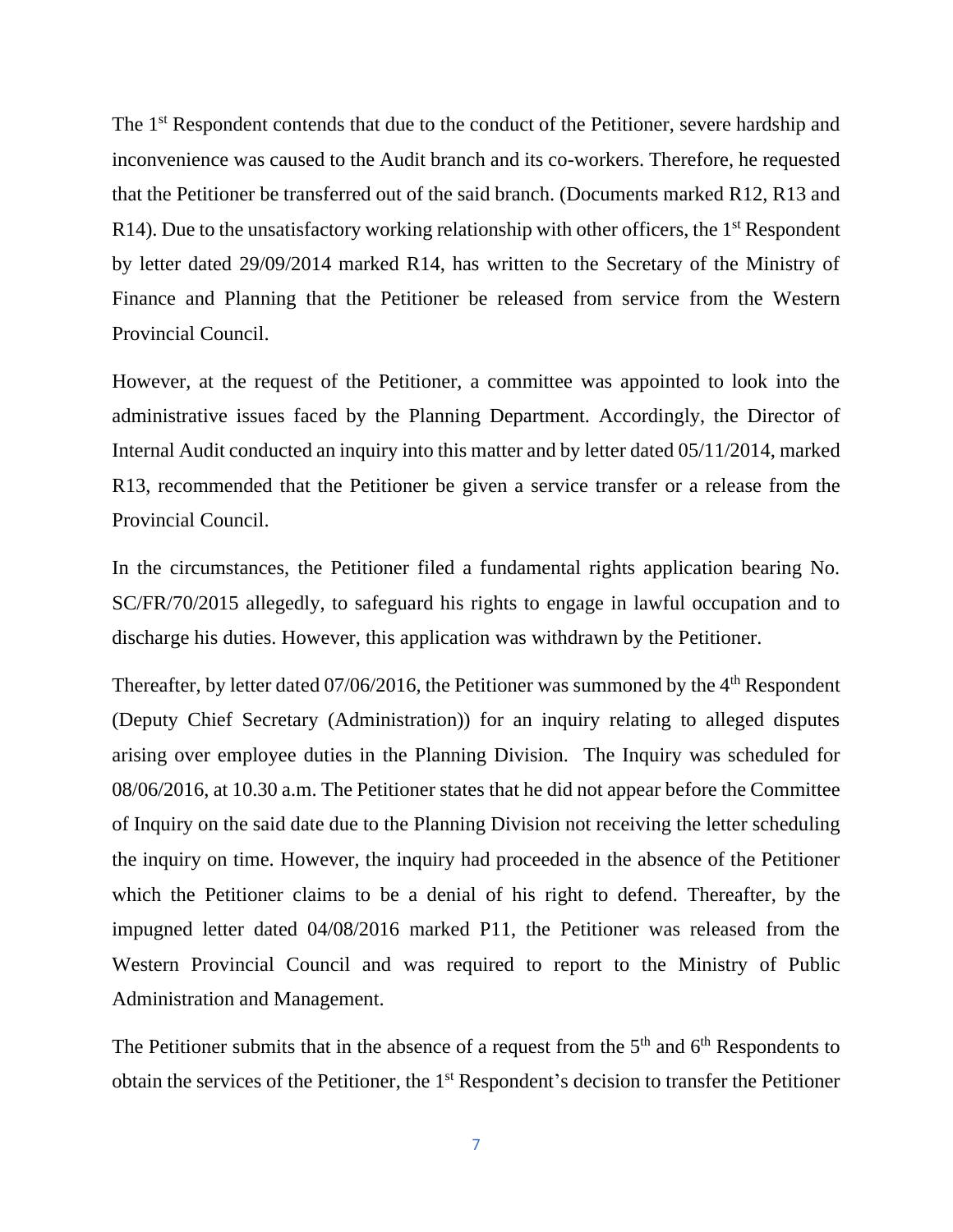The 1st Respondent contends that due to the conduct of the Petitioner, severe hardship and inconvenience was caused to the Audit branch and its co-workers. Therefore, he requested that the Petitioner be transferred out of the said branch. (Documents marked R12, R13 and R14). Due to the unsatisfactory working relationship with other officers, the 1st Respondent by letter dated 29/09/2014 marked R14, has written to the Secretary of the Ministry of Finance and Planning that the Petitioner be released from service from the Western Provincial Council.

However, at the request of the Petitioner, a committee was appointed to look into the administrative issues faced by the Planning Department. Accordingly, the Director of Internal Audit conducted an inquiry into this matter and by letter dated 05/11/2014, marked R13, recommended that the Petitioner be given a service transfer or a release from the Provincial Council.

In the circumstances, the Petitioner filed a fundamental rights application bearing No. SC/FR/70/2015 allegedly, to safeguard his rights to engage in lawful occupation and to discharge his duties. However, this application was withdrawn by the Petitioner.

Thereafter, by letter dated 07/06/2016, the Petitioner was summoned by the 4th Respondent (Deputy Chief Secretary (Administration)) for an inquiry relating to alleged disputes arising over employee duties in the Planning Division. The Inquiry was scheduled for 08/06/2016, at 10.30 a.m. The Petitioner states that he did not appear before the Committee of Inquiry on the said date due to the Planning Division not receiving the letter scheduling the inquiry on time. However, the inquiry had proceeded in the absence of the Petitioner which the Petitioner claims to be a denial of his right to defend. Thereafter, by the impugned letter dated 04/08/2016 marked P11, the Petitioner was released from the Western Provincial Council and was required to report to the Ministry of Public Administration and Management.

The Petitioner submits that in the absence of a request from the 5th and 6th Respondents to obtain the services of the Petitioner, the 1st Respondent's decision to transfer the Petitioner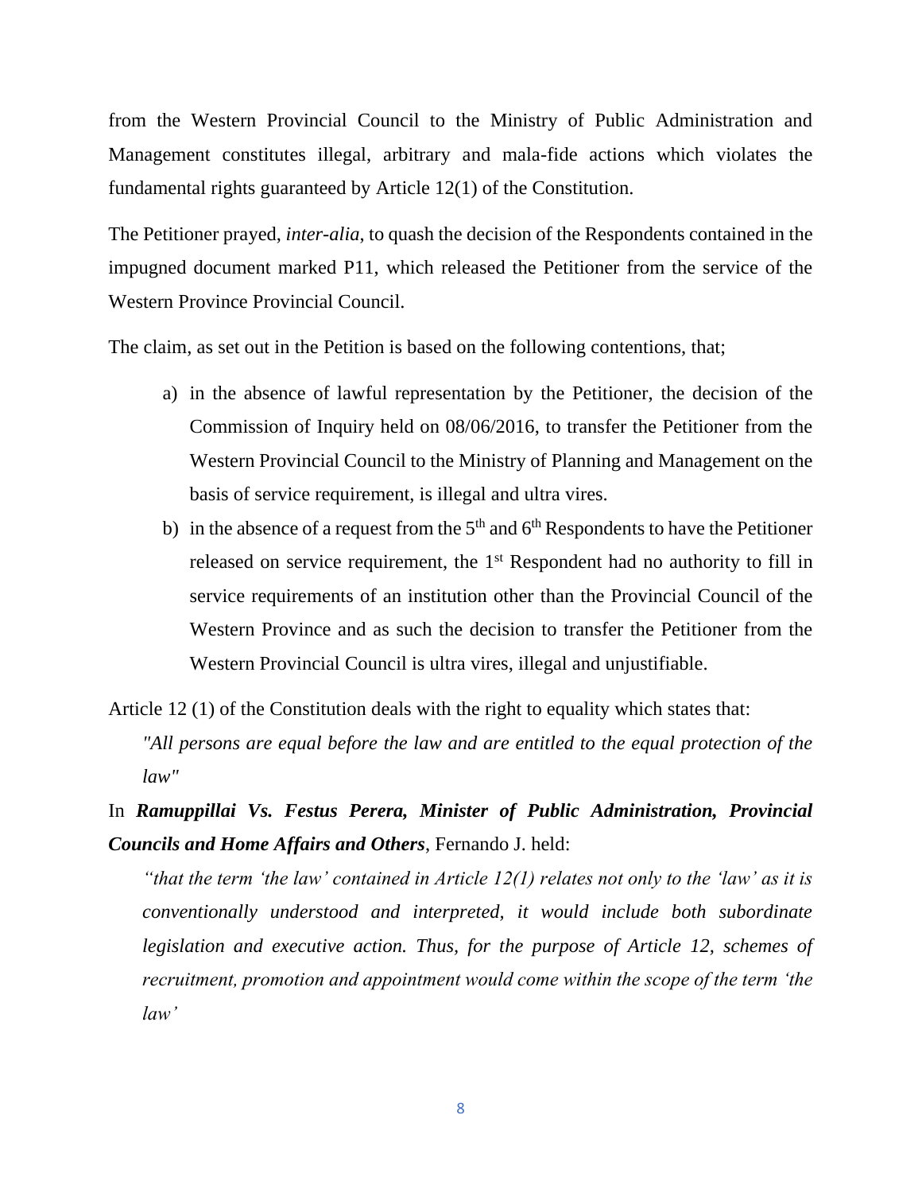from the Western Provincial Council to the Ministry of Public Administration and Management constitutes illegal, arbitrary and mala-fide actions which violates the fundamental rights guaranteed by Article 12(1) of the Constitution.

The Petitioner prayed, *inter-alia*, to quash the decision of the Respondents contained in the impugned document marked P11, which released the Petitioner from the service of the Western Province Provincial Council.

The claim, as set out in the Petition is based on the following contentions, that;

a) in the absence of lawful representation by the Petitioner, the decision of the Commission of Inquiry held on 08/06/2016, to transfer the Petitioner from the Western Provincial Council to the Ministry of Planning and Management on the basis of service requirement, is illegal and ultra vires.
b) in the absence of a request from the 5th and 6th Respondents to have the Petitioner released on service requirement, the 1st Respondent had no authority to fill in service requirements of an institution other than the Provincial Council of the Western Province and as such the decision to transfer the Petitioner from the Western Provincial Council is ultra vires, illegal and unjustifiable.

Article 12 (1) of the Constitution deals with the right to equality which states that:

> *"All persons are equal before the law and are entitled to the equal protection of the law"*

In ***Ramuppillai Vs. Festus Perera, Minister of Public Administration, Provincial Councils and Home Affairs and Others***, Fernando J. held:

> *"that the term 'the law' contained in Article 12(1) relates not only to the 'law' as it is conventionally understood and interpreted, it would include both subordinate legislation and executive action. Thus, for the purpose of Article 12, schemes of recruitment, promotion and appointment would come within the scope of the term 'the law'*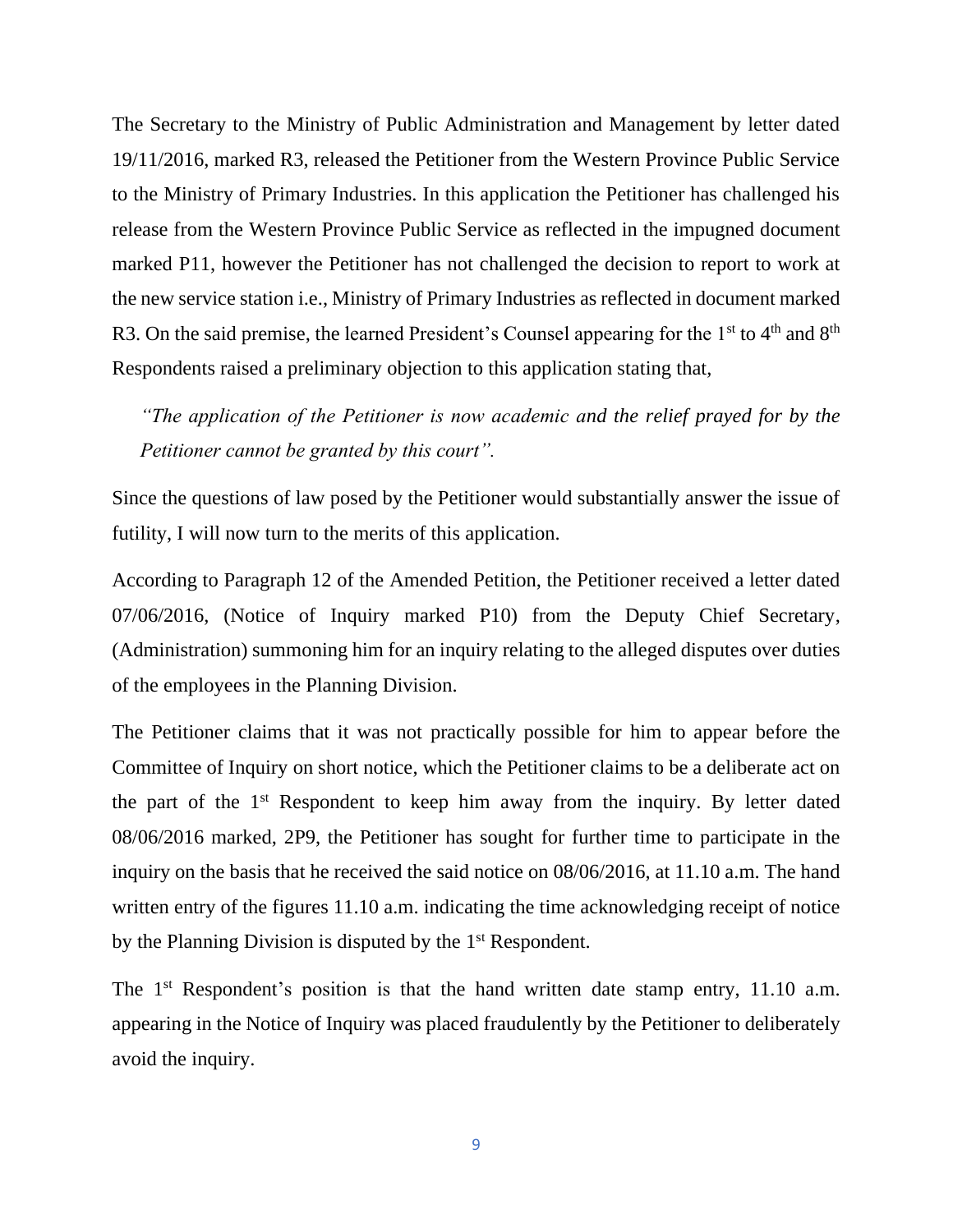The Secretary to the Ministry of Public Administration and Management by letter dated 19/11/2016, marked R3, released the Petitioner from the Western Province Public Service to the Ministry of Primary Industries. In this application the Petitioner has challenged his release from the Western Province Public Service as reflected in the impugned document marked P11, however the Petitioner has not challenged the decision to report to work at the new service station i.e., Ministry of Primary Industries as reflected in document marked R3. On the said premise, the learned President's Counsel appearing for the 1st to 4th and 8th Respondents raised a preliminary objection to this application stating that,

> *"The application of the Petitioner is now academic and the relief prayed for by the Petitioner cannot be granted by this court".*

Since the questions of law posed by the Petitioner would substantially answer the issue of futility, I will now turn to the merits of this application.

According to Paragraph 12 of the Amended Petition, the Petitioner received a letter dated 07/06/2016, (Notice of Inquiry marked P10) from the Deputy Chief Secretary, (Administration) summoning him for an inquiry relating to the alleged disputes over duties of the employees in the Planning Division.

The Petitioner claims that it was not practically possible for him to appear before the Committee of Inquiry on short notice, which the Petitioner claims to be a deliberate act on the part of the 1st Respondent to keep him away from the inquiry. By letter dated 08/06/2016 marked, 2P9, the Petitioner has sought for further time to participate in the inquiry on the basis that he received the said notice on 08/06/2016, at 11.10 a.m. The hand written entry of the figures 11.10 a.m. indicating the time acknowledging receipt of notice by the Planning Division is disputed by the 1st Respondent.

The 1st Respondent's position is that the hand written date stamp entry, 11.10 a.m. appearing in the Notice of Inquiry was placed fraudulently by the Petitioner to deliberately avoid the inquiry.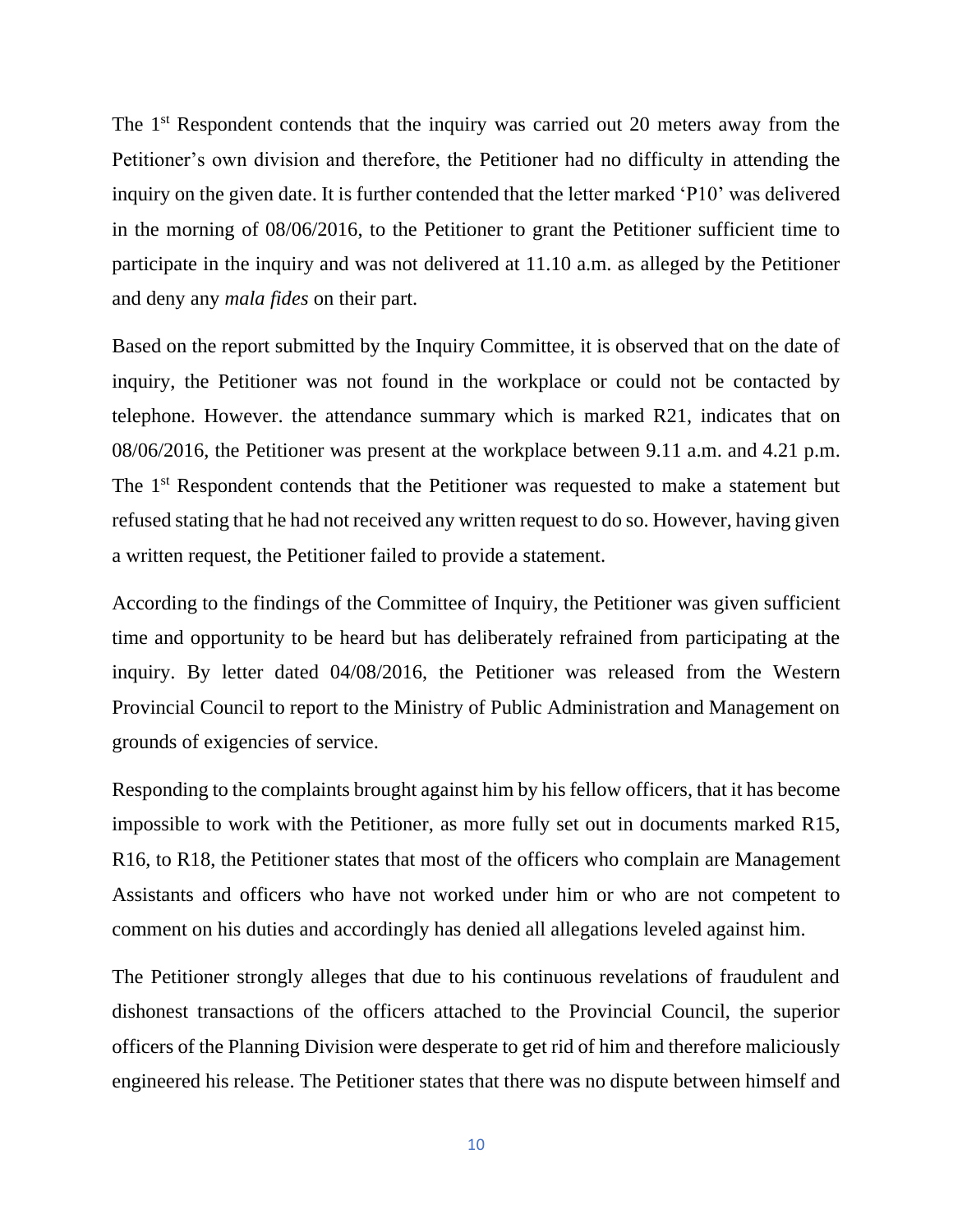The 1[st] Respondent contends that the inquiry was carried out 20 meters away from the Petitioner's own division and therefore, the Petitioner had no difficulty in attending the inquiry on the given date. It is further contended that the letter marked 'P10' was delivered in the morning of 08/06/2016, to the Petitioner to grant the Petitioner sufficient time to participate in the inquiry and was not delivered at 11.10 a.m. as alleged by the Petitioner and deny any *mala fides* on their part.

Based on the report submitted by the Inquiry Committee, it is observed that on the date of inquiry, the Petitioner was not found in the workplace or could not be contacted by telephone. However. the attendance summary which is marked R21, indicates that on 08/06/2016, the Petitioner was present at the workplace between 9.11 a.m. and 4.21 p.m. The 1[st] Respondent contends that the Petitioner was requested to make a statement but refused stating that he had not received any written request to do so. However, having given a written request, the Petitioner failed to provide a statement.

According to the findings of the Committee of Inquiry, the Petitioner was given sufficient time and opportunity to be heard but has deliberately refrained from participating at the inquiry. By letter dated 04/08/2016, the Petitioner was released from the Western Provincial Council to report to the Ministry of Public Administration and Management on grounds of exigencies of service.

Responding to the complaints brought against him by his fellow officers, that it has become impossible to work with the Petitioner, as more fully set out in documents marked R15, R16, to R18, the Petitioner states that most of the officers who complain are Management Assistants and officers who have not worked under him or who are not competent to comment on his duties and accordingly has denied all allegations leveled against him.

The Petitioner strongly alleges that due to his continuous revelations of fraudulent and dishonest transactions of the officers attached to the Provincial Council, the superior officers of the Planning Division were desperate to get rid of him and therefore maliciously engineered his release. The Petitioner states that there was no dispute between himself and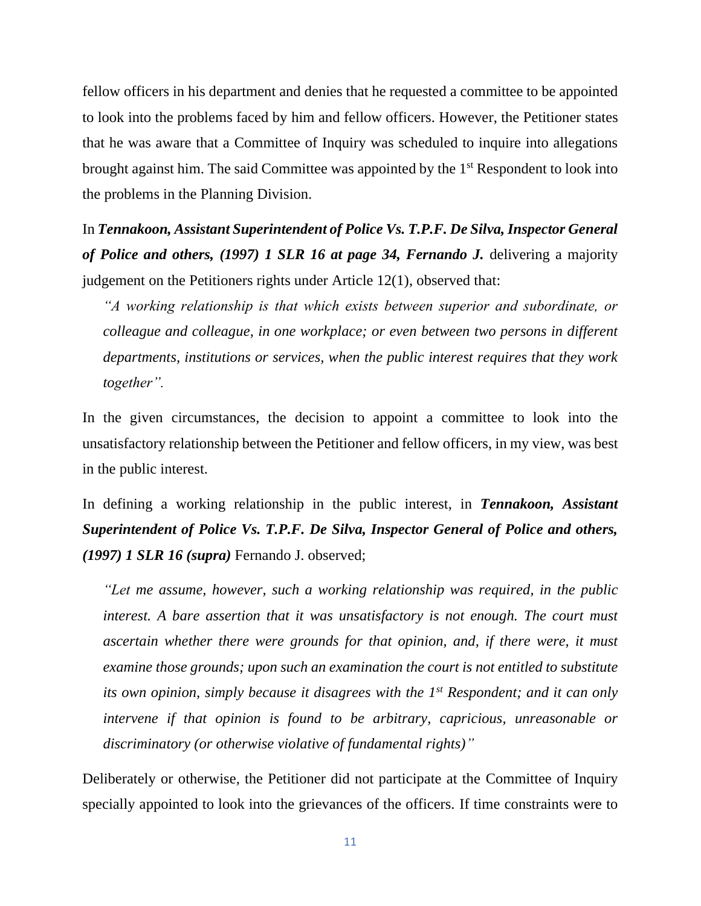fellow officers in his department and denies that he requested a committee to be appointed to look into the problems faced by him and fellow officers. However, the Petitioner states that he was aware that a Committee of Inquiry was scheduled to inquire into allegations brought against him. The said Committee was appointed by the 1st Respondent to look into the problems in the Planning Division.

In ***Tennakoon, Assistant Superintendent of Police Vs. T.P.F. De Silva, Inspector General of Police and others, (1997) 1 SLR 16 at page 34, Fernando J.*** delivering a majority judgement on the Petitioners rights under Article 12(1), observed that:

> *"A working relationship is that which exists between superior and subordinate, or colleague and colleague, in one workplace; or even between two persons in different departments, institutions or services, when the public interest requires that they work together".*

In the given circumstances, the decision to appoint a committee to look into the unsatisfactory relationship between the Petitioner and fellow officers, in my view, was best in the public interest.

In defining a working relationship in the public interest, in ***Tennakoon, Assistant Superintendent of Police Vs. T.P.F. De Silva, Inspector General of Police and others, (1997) 1 SLR 16 (supra)*** Fernando J. observed;

> *"Let me assume, however, such a working relationship was required, in the public interest. A bare assertion that it was unsatisfactory is not enough. The court must ascertain whether there were grounds for that opinion, and, if there were, it must examine those grounds; upon such an examination the court is not entitled to substitute its own opinion, simply because it disagrees with the 1st Respondent; and it can only intervene if that opinion is found to be arbitrary, capricious, unreasonable or discriminatory (or otherwise violative of fundamental rights)"*

Deliberately or otherwise, the Petitioner did not participate at the Committee of Inquiry specially appointed to look into the grievances of the officers. If time constraints were to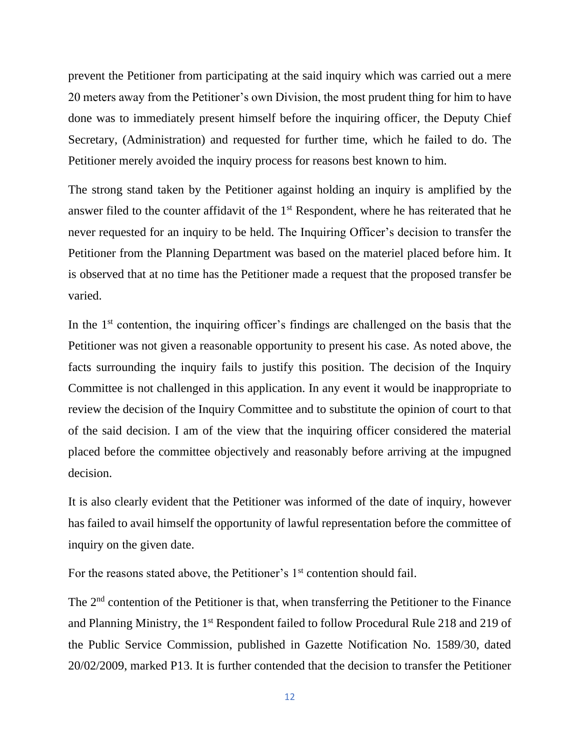prevent the Petitioner from participating at the said inquiry which was carried out a mere 20 meters away from the Petitioner's own Division, the most prudent thing for him to have done was to immediately present himself before the inquiring officer, the Deputy Chief Secretary, (Administration) and requested for further time, which he failed to do. The Petitioner merely avoided the inquiry process for reasons best known to him.

The strong stand taken by the Petitioner against holding an inquiry is amplified by the answer filed to the counter affidavit of the 1st Respondent, where he has reiterated that he never requested for an inquiry to be held. The Inquiring Officer's decision to transfer the Petitioner from the Planning Department was based on the materiel placed before him. It is observed that at no time has the Petitioner made a request that the proposed transfer be varied.

In the 1st contention, the inquiring officer's findings are challenged on the basis that the Petitioner was not given a reasonable opportunity to present his case. As noted above, the facts surrounding the inquiry fails to justify this position. The decision of the Inquiry Committee is not challenged in this application. In any event it would be inappropriate to review the decision of the Inquiry Committee and to substitute the opinion of court to that of the said decision. I am of the view that the inquiring officer considered the material placed before the committee objectively and reasonably before arriving at the impugned decision.

It is also clearly evident that the Petitioner was informed of the date of inquiry, however has failed to avail himself the opportunity of lawful representation before the committee of inquiry on the given date.

For the reasons stated above, the Petitioner's 1st contention should fail.

The 2nd contention of the Petitioner is that, when transferring the Petitioner to the Finance and Planning Ministry, the 1st Respondent failed to follow Procedural Rule 218 and 219 of the Public Service Commission, published in Gazette Notification No. 1589/30, dated 20/02/2009, marked P13. It is further contended that the decision to transfer the Petitioner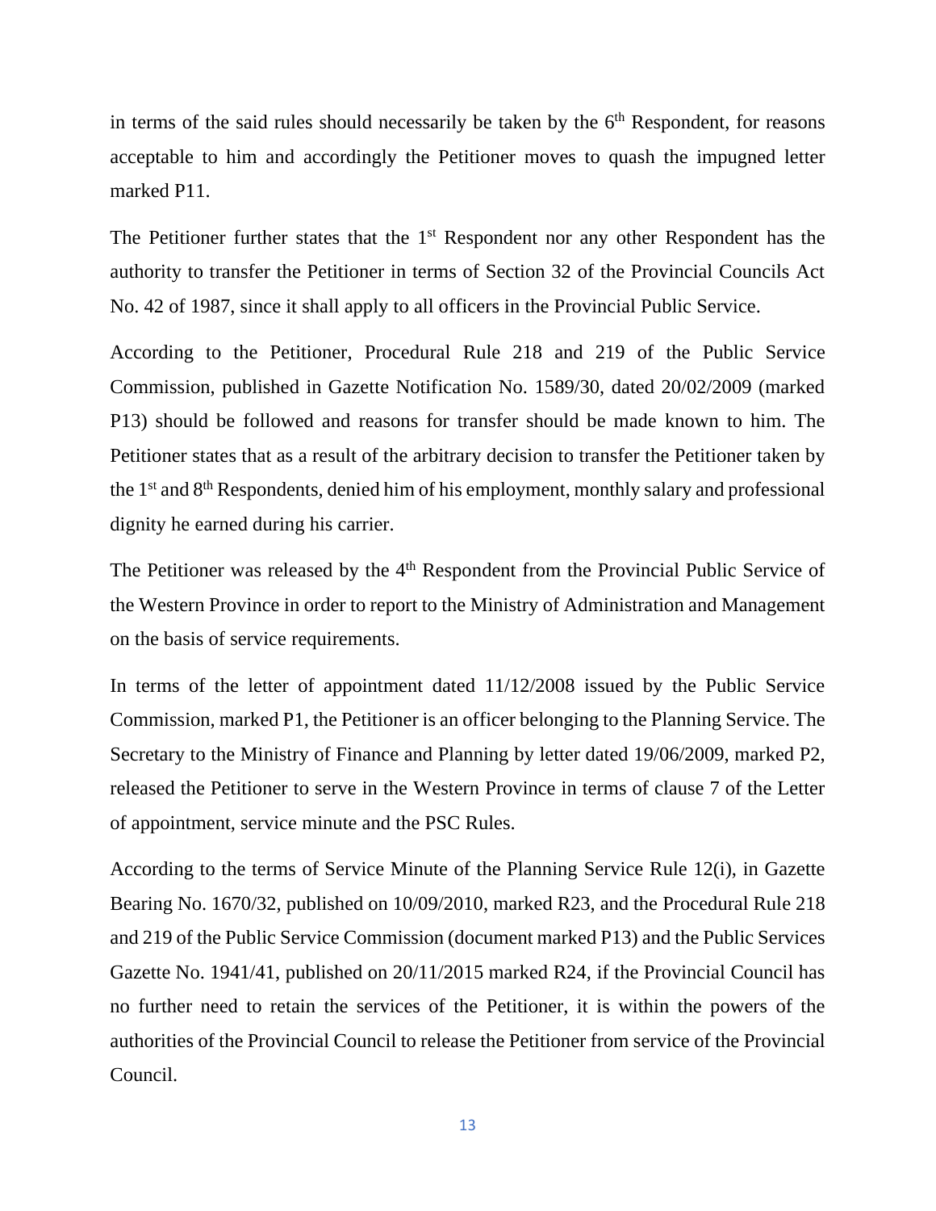in terms of the said rules should necessarily be taken by the 6th Respondent, for reasons acceptable to him and accordingly the Petitioner moves to quash the impugned letter marked P11.

The Petitioner further states that the 1st Respondent nor any other Respondent has the authority to transfer the Petitioner in terms of Section 32 of the Provincial Councils Act No. 42 of 1987, since it shall apply to all officers in the Provincial Public Service.

According to the Petitioner, Procedural Rule 218 and 219 of the Public Service Commission, published in Gazette Notification No. 1589/30, dated 20/02/2009 (marked P13) should be followed and reasons for transfer should be made known to him. The Petitioner states that as a result of the arbitrary decision to transfer the Petitioner taken by the 1st and 8th Respondents, denied him of his employment, monthly salary and professional dignity he earned during his carrier.

The Petitioner was released by the 4th Respondent from the Provincial Public Service of the Western Province in order to report to the Ministry of Administration and Management on the basis of service requirements.

In terms of the letter of appointment dated 11/12/2008 issued by the Public Service Commission, marked P1, the Petitioner is an officer belonging to the Planning Service. The Secretary to the Ministry of Finance and Planning by letter dated 19/06/2009, marked P2, released the Petitioner to serve in the Western Province in terms of clause 7 of the Letter of appointment, service minute and the PSC Rules.

According to the terms of Service Minute of the Planning Service Rule 12(i), in Gazette Bearing No. 1670/32, published on 10/09/2010, marked R23, and the Procedural Rule 218 and 219 of the Public Service Commission (document marked P13) and the Public Services Gazette No. 1941/41, published on 20/11/2015 marked R24, if the Provincial Council has no further need to retain the services of the Petitioner, it is within the powers of the authorities of the Provincial Council to release the Petitioner from service of the Provincial Council.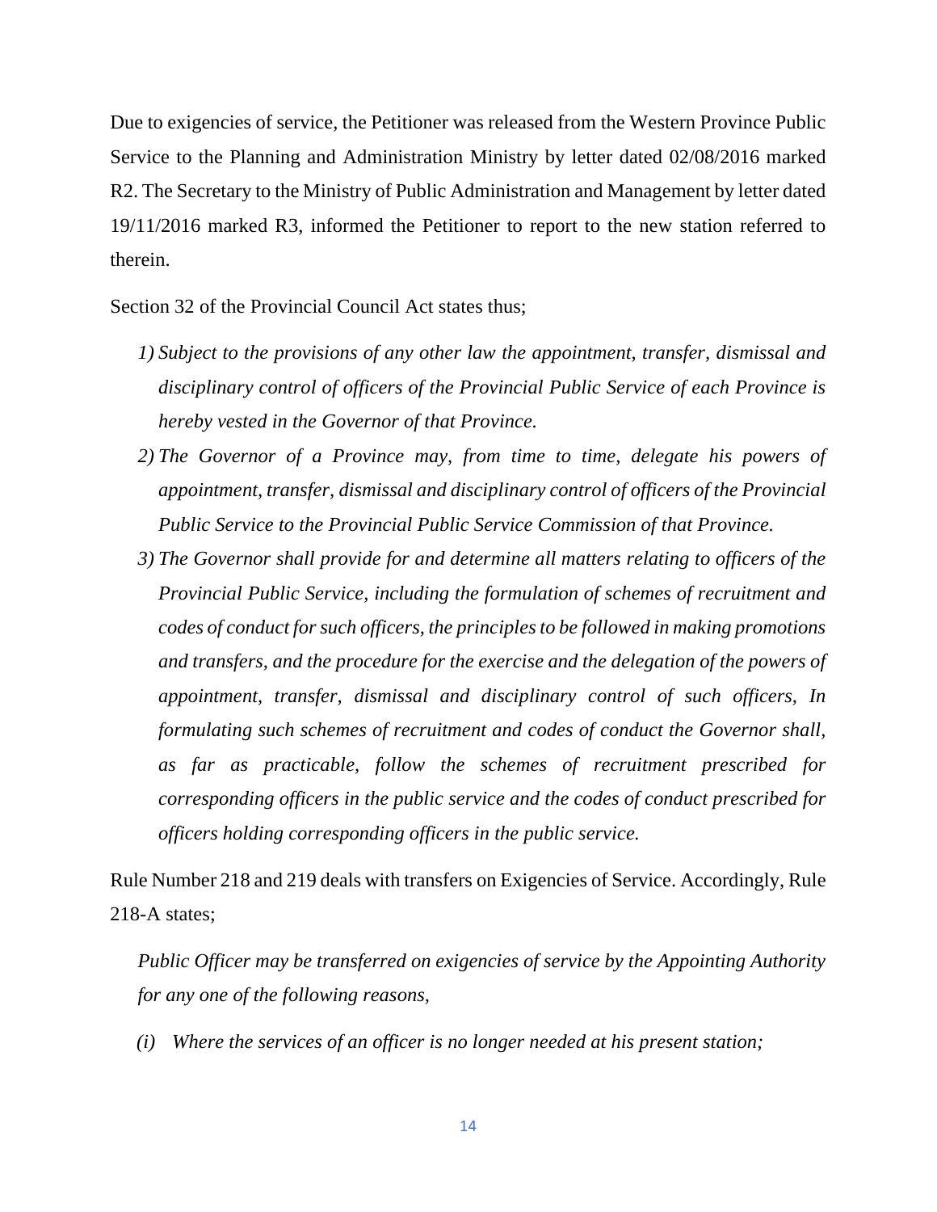Due to exigencies of service, the Petitioner was released from the Western Province Public Service to the Planning and Administration Ministry by letter dated 02/08/2016 marked R2. The Secretary to the Ministry of Public Administration and Management by letter dated 19/11/2016 marked R3, informed the Petitioner to report to the new station referred to therein.

Section 32 of the Provincial Council Act states thus;

1) *Subject to the provisions of any other law the appointment, transfer, dismissal and disciplinary control of officers of the Provincial Public Service of each Province is hereby vested in the Governor of that Province.*
2) *The Governor of a Province may, from time to time, delegate his powers of appointment, transfer, dismissal and disciplinary control of officers of the Provincial Public Service to the Provincial Public Service Commission of that Province.*
3) *The Governor shall provide for and determine all matters relating to officers of the Provincial Public Service, including the formulation of schemes of recruitment and codes of conduct for such officers, the principles to be followed in making promotions and transfers, and the procedure for the exercise and the delegation of the powers of appointment, transfer, dismissal and disciplinary control of such officers, In formulating such schemes of recruitment and codes of conduct the Governor shall, as far as practicable, follow the schemes of recruitment prescribed for corresponding officers in the public service and the codes of conduct prescribed for officers holding corresponding officers in the public service.*

Rule Number 218 and 219 deals with transfers on Exigencies of Service. Accordingly, Rule 218-A states;

*Public Officer may be transferred on exigencies of service by the Appointing Authority for any one of the following reasons,*

*(i) Where the services of an officer is no longer needed at his present station;*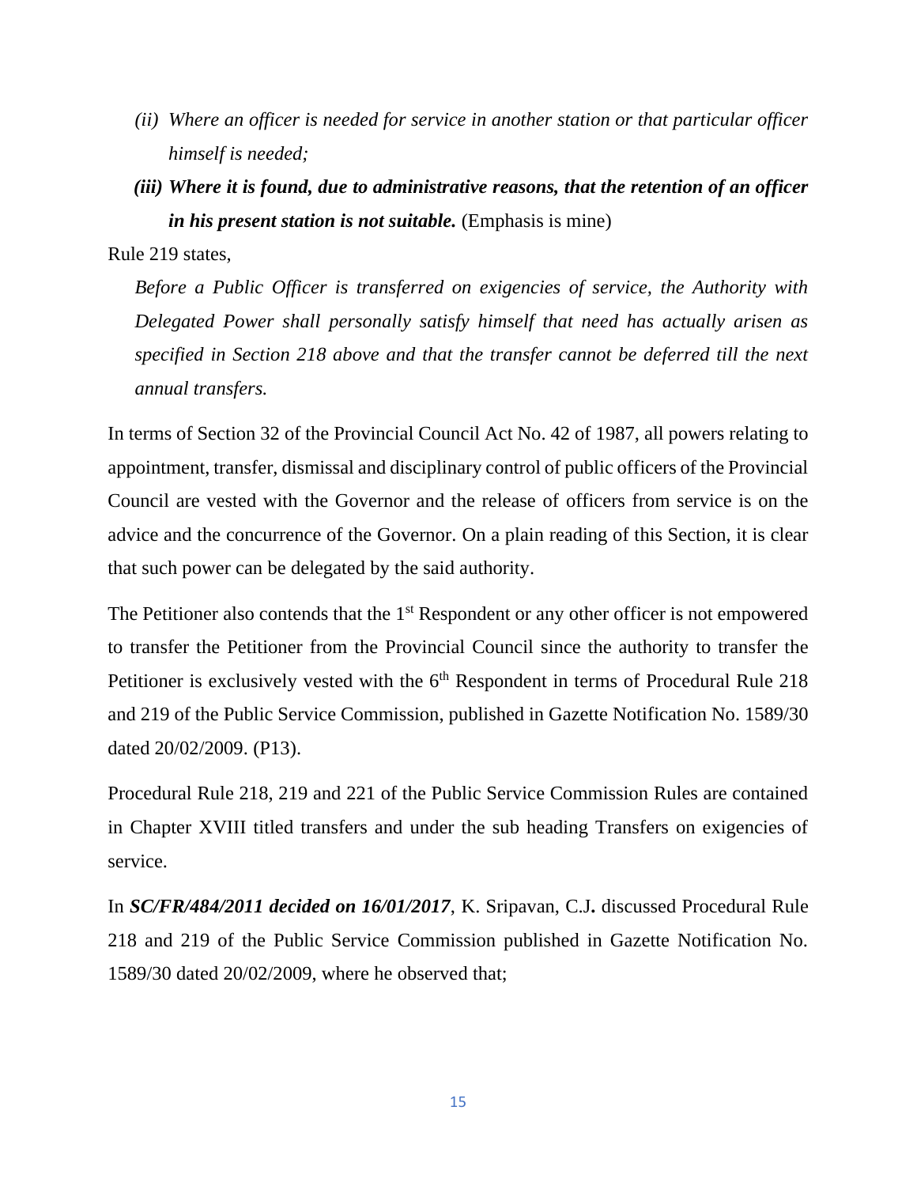*(ii) Where an officer is needed for service in another station or that particular officer himself is needed;*

***(iii) Where it is found, due to administrative reasons, that the retention of an officer in his present station is not suitable.*** (Emphasis is mine)

Rule 219 states,

*Before a Public Officer is transferred on exigencies of service, the Authority with Delegated Power shall personally satisfy himself that need has actually arisen as specified in Section 218 above and that the transfer cannot be deferred till the next annual transfers.*

In terms of Section 32 of the Provincial Council Act No. 42 of 1987, all powers relating to appointment, transfer, dismissal and disciplinary control of public officers of the Provincial Council are vested with the Governor and the release of officers from service is on the advice and the concurrence of the Governor. On a plain reading of this Section, it is clear that such power can be delegated by the said authority.

The Petitioner also contends that the 1st Respondent or any other officer is not empowered to transfer the Petitioner from the Provincial Council since the authority to transfer the Petitioner is exclusively vested with the 6th Respondent in terms of Procedural Rule 218 and 219 of the Public Service Commission, published in Gazette Notification No. 1589/30 dated 20/02/2009. (P13).

Procedural Rule 218, 219 and 221 of the Public Service Commission Rules are contained in Chapter XVIII titled transfers and under the sub heading Transfers on exigencies of service.

In ***SC/FR/484/2011 decided on 16/01/2017***, K. Sripavan, C.J**.** discussed Procedural Rule 218 and 219 of the Public Service Commission published in Gazette Notification No. 1589/30 dated 20/02/2009, where he observed that;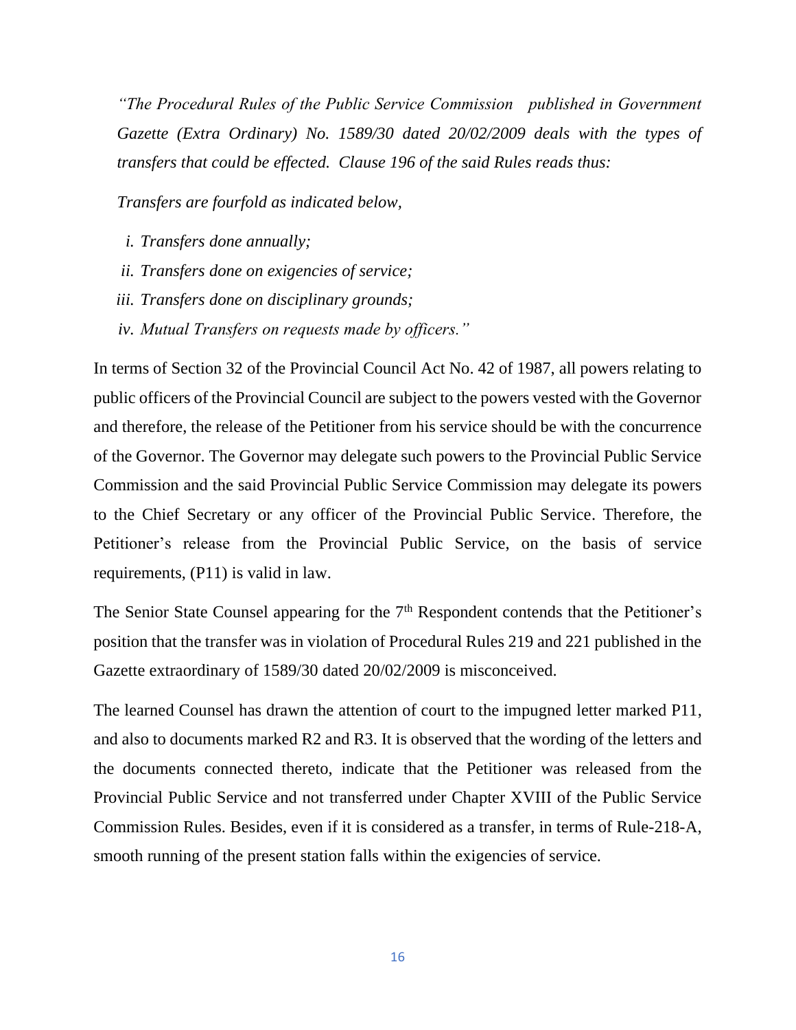*"The Procedural Rules of the Public Service Commission published in Government Gazette (Extra Ordinary) No. 1589/30 dated 20/02/2009 deals with the types of transfers that could be effected. Clause 196 of the said Rules reads thus:*

*Transfers are fourfold as indicated below,*

*i. Transfers done annually;*
*ii. Transfers done on exigencies of service;*
*iii. Transfers done on disciplinary grounds;*
*iv. Mutual Transfers on requests made by officers."*

In terms of Section 32 of the Provincial Council Act No. 42 of 1987, all powers relating to public officers of the Provincial Council are subject to the powers vested with the Governor and therefore, the release of the Petitioner from his service should be with the concurrence of the Governor. The Governor may delegate such powers to the Provincial Public Service Commission and the said Provincial Public Service Commission may delegate its powers to the Chief Secretary or any officer of the Provincial Public Service. Therefore, the Petitioner's release from the Provincial Public Service, on the basis of service requirements, (P11) is valid in law.

The Senior State Counsel appearing for the 7th Respondent contends that the Petitioner's position that the transfer was in violation of Procedural Rules 219 and 221 published in the Gazette extraordinary of 1589/30 dated 20/02/2009 is misconceived.

The learned Counsel has drawn the attention of court to the impugned letter marked P11, and also to documents marked R2 and R3. It is observed that the wording of the letters and the documents connected thereto, indicate that the Petitioner was released from the Provincial Public Service and not transferred under Chapter XVIII of the Public Service Commission Rules. Besides, even if it is considered as a transfer, in terms of Rule-218-A, smooth running of the present station falls within the exigencies of service.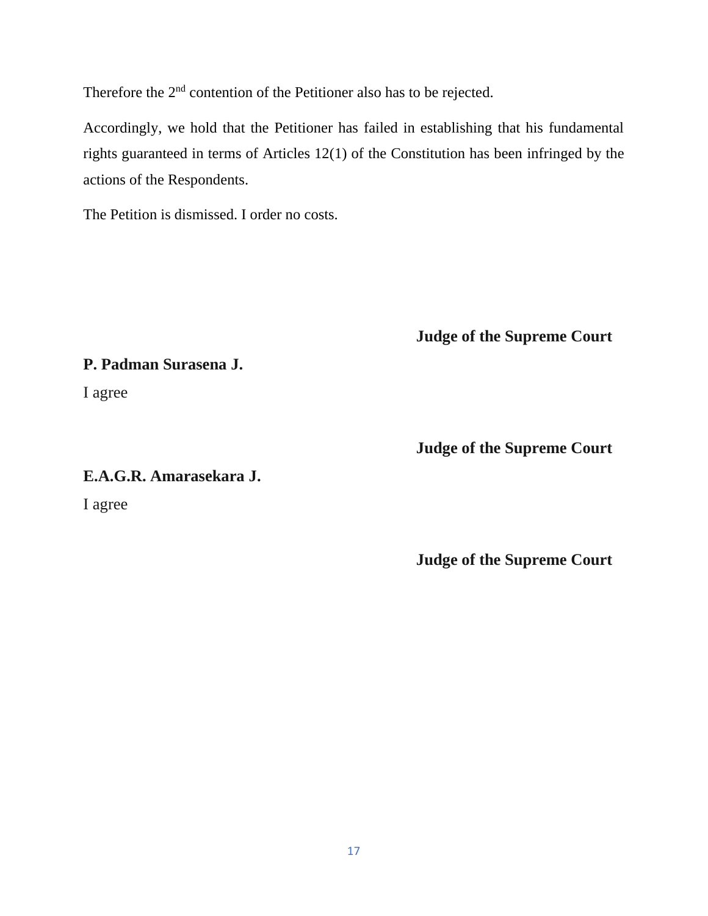Therefore the 2[nd] contention of the Petitioner also has to be rejected.

Accordingly, we hold that the Petitioner has failed in establishing that his fundamental rights guaranteed in terms of Articles 12(1) of the Constitution has been infringed by the actions of the Respondents.

The Petition is dismissed. I order no costs.

**Judge of the Supreme Court**

**P. Padman Surasena J.**

I agree

**Judge of the Supreme Court**

**E.A.G.R. Amarasekara J.**

I agree

**Judge of the Supreme Court**